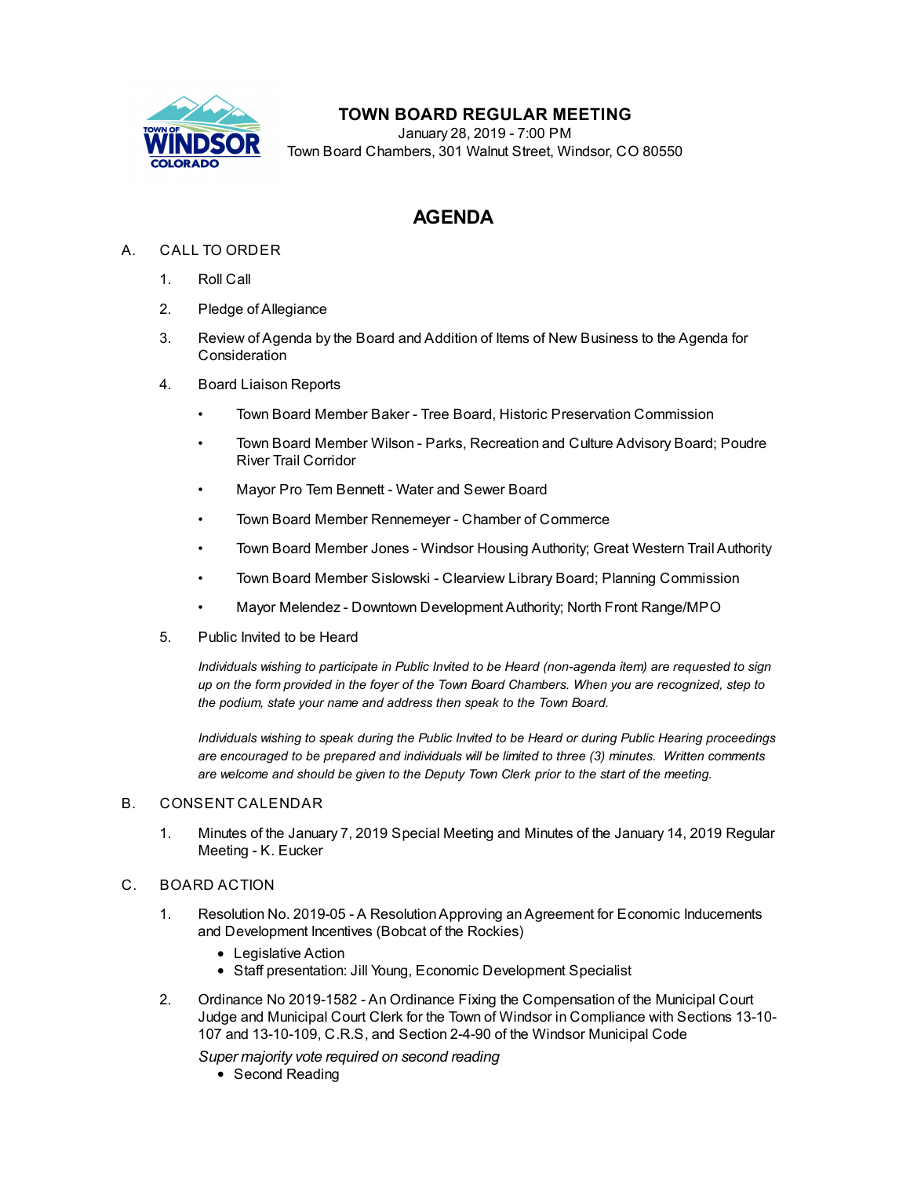# TOWN BOARD REGULAR MEETING

January 28, 2019 - 7:00 PM
Town Board Chambers, 301 Walnut Street, Windsor, CO 80550

## AGENDA

A. CALL TO ORDER

1. Roll Call
2. Pledge of Allegiance
3. Review of Agenda by the Board and Addition of Items of New Business to the Agenda for Consideration
4. Board Liaison Reports
   - Town Board Member Baker - Tree Board, Historic Preservation Commission
   - Town Board Member Wilson - Parks, Recreation and Culture Advisory Board; Poudre River Trail Corridor
   - Mayor Pro Tem Bennett - Water and Sewer Board
   - Town Board Member Rennemeyer - Chamber of Commerce
   - Town Board Member Jones - Windsor Housing Authority; Great Western Trail Authority
   - Town Board Member Sislowski - Clearview Library Board; Planning Commission
   - Mayor Melendez - Downtown Development Authority; North Front Range/MPO
5. Public Invited to be Heard

   *Individuals wishing to participate in Public Invited to be Heard (non-agenda item) are requested to sign up on the form provided in the foyer of the Town Board Chambers. When you are recognized, step to the podium, state your name and address then speak to the Town Board.*

   *Individuals wishing to speak during the Public Invited to be Heard or during Public Hearing proceedings are encouraged to be prepared and individuals will be limited to three (3) minutes. Written comments are welcome and should be given to the Deputy Town Clerk prior to the start of the meeting.*

B. CONSENT CALENDAR

1. Minutes of the January 7, 2019 Special Meeting and Minutes of the January 14, 2019 Regular Meeting - K. Eucker

C. BOARD ACTION

1. Resolution No. 2019-05 - A Resolution Approving an Agreement for Economic Inducements and Development Incentives (Bobcat of the Rockies)
   - Legislative Action
   - Staff presentation: Jill Young, Economic Development Specialist
2. Ordinance No 2019-1582 - An Ordinance Fixing the Compensation of the Municipal Court Judge and Municipal Court Clerk for the Town of Windsor in Compliance with Sections 13-10-107 and 13-10-109, C.R.S, and Section 2-4-90 of the Windsor Municipal Code

   *Super majority vote required on second reading*
   - Second Reading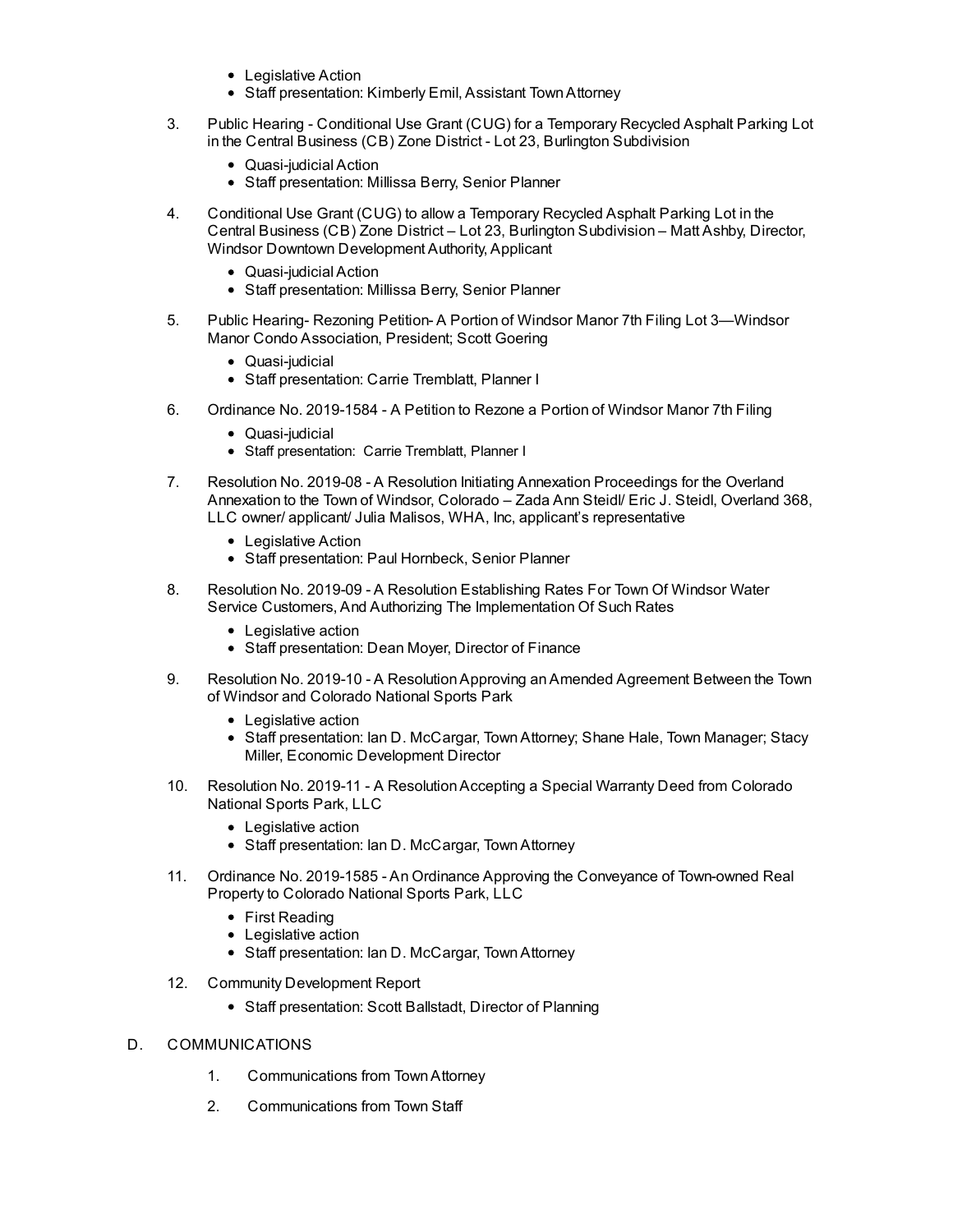- Legislative Action
- Staff presentation: Kimberly Emil, Assistant Town Attorney

3. Public Hearing - Conditional Use Grant (CUG) for a Temporary Recycled Asphalt Parking Lot in the Central Business (CB) Zone District - Lot 23, Burlington Subdivision
   - Quasi-judicial Action
   - Staff presentation: Millissa Berry, Senior Planner

4. Conditional Use Grant (CUG) to allow a Temporary Recycled Asphalt Parking Lot in the Central Business (CB) Zone District – Lot 23, Burlington Subdivision – Matt Ashby, Director, Windsor Downtown Development Authority, Applicant
   - Quasi-judicial Action
   - Staff presentation: Millissa Berry, Senior Planner

5. Public Hearing- Rezoning Petition- A Portion of Windsor Manor 7th Filing Lot 3—Windsor Manor Condo Association, President; Scott Goering
   - Quasi-judicial
   - Staff presentation: Carrie Tremblatt, Planner I

6. Ordinance No. 2019-1584 - A Petition to Rezone a Portion of Windsor Manor 7th Filing
   - Quasi-judicial
   - Staff presentation: Carrie Tremblatt, Planner I

7. Resolution No. 2019-08 - A Resolution Initiating Annexation Proceedings for the Overland Annexation to the Town of Windsor, Colorado – Zada Ann Steidl/ Eric J. Steidl, Overland 368, LLC owner/ applicant/ Julia Malisos, WHA, Inc, applicant's representative
   - Legislative Action
   - Staff presentation: Paul Hornbeck, Senior Planner

8. Resolution No. 2019-09 - A Resolution Establishing Rates For Town Of Windsor Water Service Customers, And Authorizing The Implementation Of Such Rates
   - Legislative action
   - Staff presentation: Dean Moyer, Director of Finance

9. Resolution No. 2019-10 - A Resolution Approving an Amended Agreement Between the Town of Windsor and Colorado National Sports Park
   - Legislative action
   - Staff presentation: Ian D. McCargar, Town Attorney; Shane Hale, Town Manager; Stacy Miller, Economic Development Director

10. Resolution No. 2019-11 - A Resolution Accepting a Special Warranty Deed from Colorado National Sports Park, LLC
    - Legislative action
    - Staff presentation: Ian D. McCargar, Town Attorney

11. Ordinance No. 2019-1585 - An Ordinance Approving the Conveyance of Town-owned Real Property to Colorado National Sports Park, LLC
    - First Reading
    - Legislative action
    - Staff presentation: Ian D. McCargar, Town Attorney

12. Community Development Report
    - Staff presentation: Scott Ballstadt, Director of Planning

D. COMMUNICATIONS

1. Communications from Town Attorney
2. Communications from Town Staff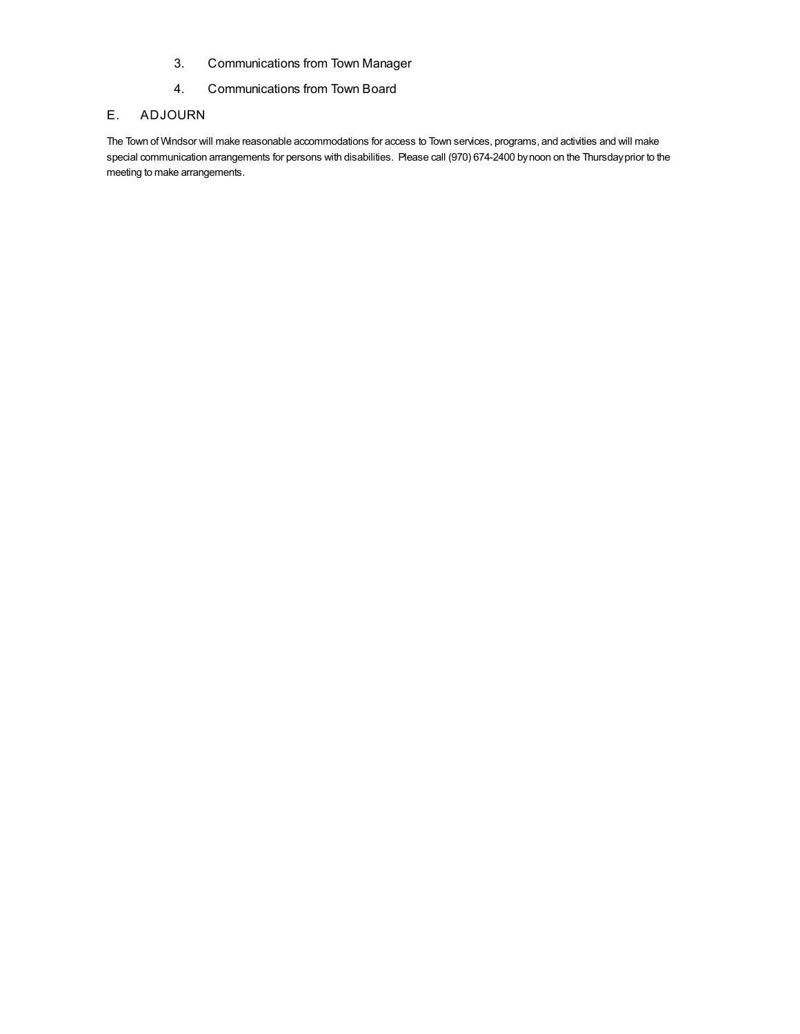3. Communications from Town Manager

4. Communications from Town Board

## E. ADJOURN

The Town of Windsor will make reasonable accommodations for access to Town services, programs, and activities and will make special communication arrangements for persons with disabilities. Please call (970) 674-2400 by noon on the Thursday prior to the meeting to make arrangements.